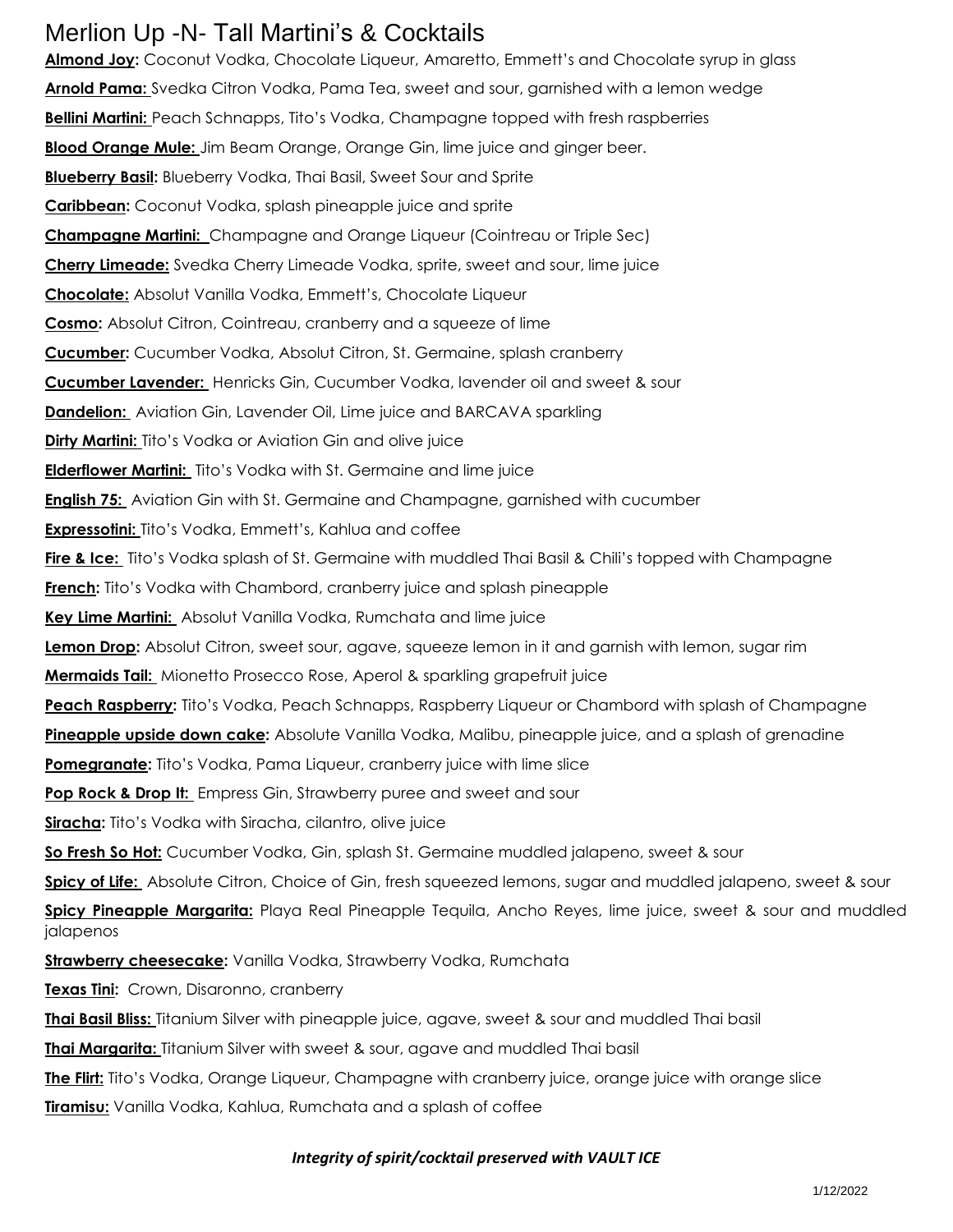# Merlion Up -N- Tall Martini's & Cocktails

**Almond Joy:** Coconut Vodka, Chocolate Liqueur, Amaretto, Emmett's and Chocolate syrup in glass

**Arnold Pama:** Svedka Citron Vodka, Pama Tea, sweet and sour, garnished with a lemon wedge

**Bellini Martini:** Peach Schnapps, Tito's Vodka, Champagne topped with fresh raspberries

**Blood Orange Mule:** Jim Beam Orange, Orange Gin, lime juice and ginger beer.

**Blueberry Basil:** Blueberry Vodka, Thai Basil, Sweet Sour and Sprite

**Caribbean:** Coconut Vodka, splash pineapple juice and sprite

**Champagne Martini:** Champagne and Orange Liqueur (Cointreau or Triple Sec)

**Cherry Limeade:** Svedka Cherry Limeade Vodka, sprite, sweet and sour, lime juice

**Chocolate:** Absolut Vanilla Vodka, Emmett's, Chocolate Liqueur

**Cosmo:** Absolut Citron, Cointreau, cranberry and a squeeze of lime

**Cucumber:** Cucumber Vodka, Absolut Citron, St. Germaine, splash cranberry

**Cucumber Lavender:** Henricks Gin, Cucumber Vodka, lavender oil and sweet & sour

**Dandelion:** Aviation Gin, Lavender Oil, Lime juice and BARCAVA sparkling

**Dirty Martini:** Tito's Vodka or Aviation Gin and olive juice

**Elderflower Martini:** Tito's Vodka with St. Germaine and lime juice

**English 75:** Aviation Gin with St. Germaine and Champagne, garnished with cucumber

**Expressotini:** Tito's Vodka, Emmett's, Kahlua and coffee

**Fire & Ice:** Tito's Vodka splash of St. Germaine with muddled Thai Basil & Chili's topped with Champagne

**French:** Tito's Vodka with Chambord, cranberry juice and splash pineapple

**Key Lime Martini:** Absolut Vanilla Vodka, Rumchata and lime juice

**Lemon Drop:** Absolut Citron, sweet sour, agave, squeeze lemon in it and garnish with lemon, sugar rim

**Mermaids Tail:** Mionetto Prosecco Rose, Aperol & sparkling grapefruit juice

**Peach Raspberry:** Tito's Vodka, Peach Schnapps, Raspberry Liqueur or Chambord with splash of Champagne

**Pineapple upside down cake:** Absolute Vanilla Vodka, Malibu, pineapple juice, and a splash of grenadine

**Pomegranate:** Tito's Vodka, Pama Liqueur, cranberry juice with lime slice

**Pop Rock & Drop It:** Empress Gin, Strawberry puree and sweet and sour

**Siracha:** Tito's Vodka with Siracha, cilantro, olive juice

**So Fresh So Hot:** Cucumber Vodka, Gin, splash St. Germaine muddled jalapeno, sweet & sour

**Spicy of Life:** Absolute Citron, Choice of Gin, fresh squeezed lemons, sugar and muddled jalapeno, sweet & sour

**Spicy Pineapple Margarita:** Playa Real Pineapple Tequila, Ancho Reyes, lime juice, sweet & sour and muddled jalapenos

**Strawberry cheesecake:** Vanilla Vodka, Strawberry Vodka, Rumchata

**Texas Tini:** Crown, Disaronno, cranberry

**Thai Basil Bliss:** Titanium Silver with pineapple juice, agave, sweet & sour and muddled Thai basil

**Thai Margarita:** Titanium Silver with sweet & sour, agave and muddled Thai basil

**The Flirt:** Tito's Vodka, Orange Liqueur, Champagne with cranberry juice, orange juice with orange slice

**Tiramisu:** Vanilla Vodka, Kahlua, Rumchata and a splash of coffee

***Integrity of spirit/cocktail preserved with VAULT ICE***

1/12/2022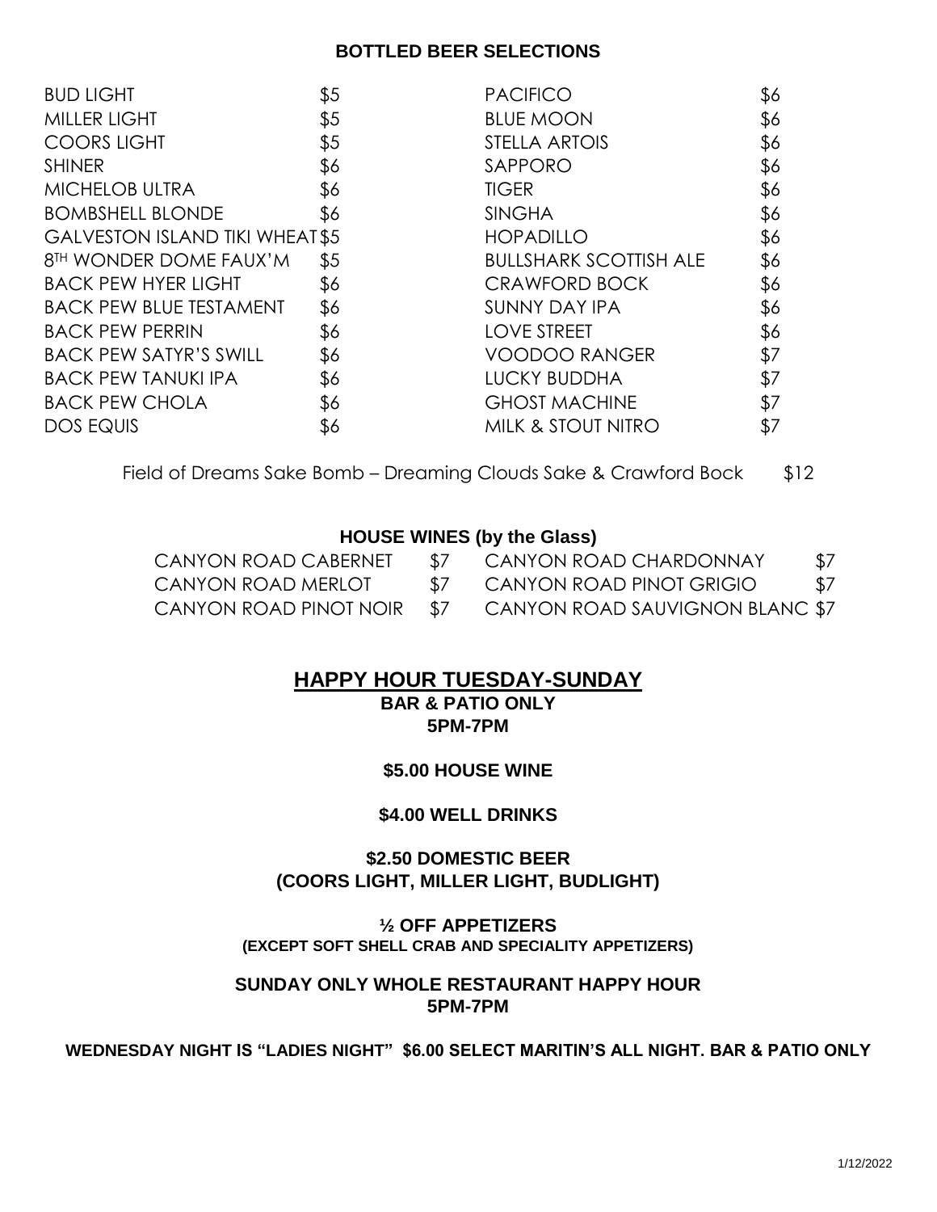## BOTTLED BEER SELECTIONS

| | | | |
|---|---|---|---|
| BUD LIGHT | $5 | PACIFICO | $6 |
| MILLER LIGHT | $5 | BLUE MOON | $6 |
| COORS LIGHT | $5 | STELLA ARTOIS | $6 |
| SHINER | $6 | SAPPORO | $6 |
| MICHELOB ULTRA | $6 | TIGER | $6 |
| BOMBSHELL BLONDE | $6 | SINGHA | $6 |
| GALVESTON ISLAND TIKI WHEAT | $5 | HOPADILLO | $6 |
| 8TH WONDER DOME FAUX'M | $5 | BULLSHARK SCOTTISH ALE | $6 |
| BACK PEW HYER LIGHT | $6 | CRAWFORD BOCK | $6 |
| BACK PEW BLUE TESTAMENT | $6 | SUNNY DAY IPA | $6 |
| BACK PEW PERRIN | $6 | LOVE STREET | $6 |
| BACK PEW SATYR'S SWILL | $6 | VOODOO RANGER | $7 |
| BACK PEW TANUKI IPA | $6 | LUCKY BUDDHA | $7 |
| BACK PEW CHOLA | $6 | GHOST MACHINE | $7 |
| DOS EQUIS | $6 | MILK & STOUT NITRO | $7 |

Field of Dreams Sake Bomb – Dreaming Clouds Sake & Crawford Bock $12

## HOUSE WINES (by the Glass)

| | | | |
|---|---|---|---|
| CANYON ROAD CABERNET | $7 | CANYON ROAD CHARDONNAY | $7 |
| CANYON ROAD MERLOT | $7 | CANYON ROAD PINOT GRIGIO | $7 |
| CANYON ROAD PINOT NOIR | $7 | CANYON ROAD SAUVIGNON BLANC | $7 |

## HAPPY HOUR TUESDAY-SUNDAY

**BAR & PATIO ONLY**
**5PM-7PM**

**$5.00 HOUSE WINE**

**$4.00 WELL DRINKS**

**$2.50 DOMESTIC BEER**
**(COORS LIGHT, MILLER LIGHT, BUDLIGHT)**

**½ OFF APPETIZERS**
**(EXCEPT SOFT SHELL CRAB AND SPECIALITY APPETIZERS)**

**SUNDAY ONLY WHOLE RESTAURANT HAPPY HOUR**
**5PM-7PM**

**WEDNESDAY NIGHT IS "LADIES NIGHT" $6.00 SELECT MARITIN'S ALL NIGHT. BAR & PATIO ONLY**

1/12/2022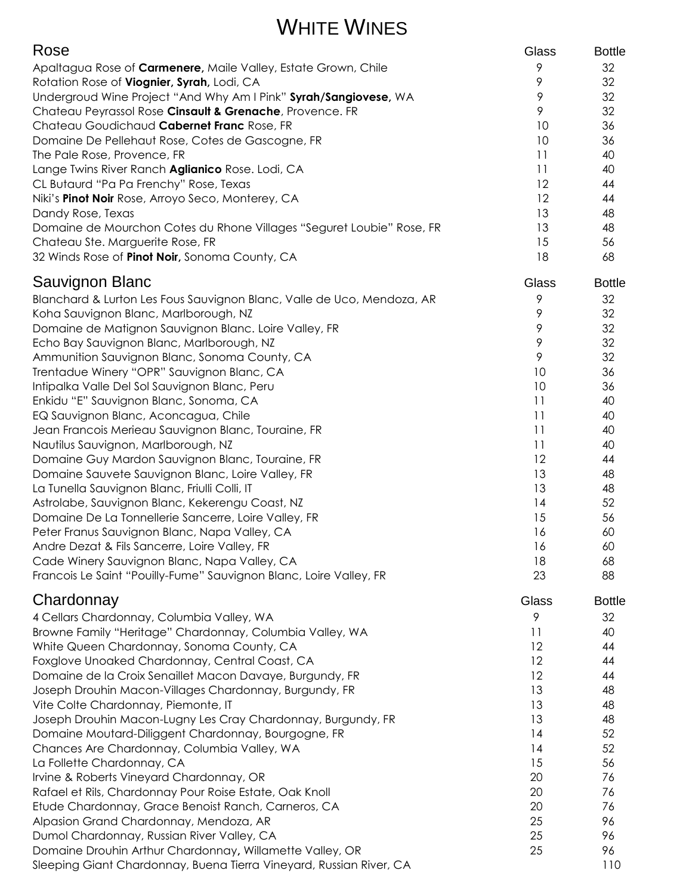# White Wines

## Rose

| Rose | Glass | Bottle |
|---|---|---|
| Apaltagua Rose of **Carmenere,** Maile Valley, Estate Grown, Chile | 9 | 32 |
| Rotation Rose of **Viognier, Syrah,** Lodi, CA | 9 | 32 |
| Undergroud Wine Project "And Why Am I Pink" **Syrah/Sangiovese,** WA | 9 | 32 |
| Chateau Peyrassol Rose **Cinsault & Grenache**, Provence. FR | 9 | 32 |
| Chateau Goudichaud **Cabernet Franc** Rose, FR | 10 | 36 |
| Domaine De Pellehaut Rose, Cotes de Gascogne, FR | 10 | 36 |
| The Pale Rose, Provence, FR | 11 | 40 |
| Lange Twins River Ranch **Aglianico** Rose. Lodi, CA | 11 | 40 |
| CL Butaurd "Pa Pa Frenchy" Rose, Texas | 12 | 44 |
| Niki's **Pinot Noir** Rose, Arroyo Seco, Monterey, CA | 12 | 44 |
| Dandy Rose, Texas | 13 | 48 |
| Domaine de Mourchon Cotes du Rhone Villages "Seguret Loubie" Rose, FR | 13 | 48 |
| Chateau Ste. Marguerite Rose, FR | 15 | 56 |
| 32 Winds Rose of **Pinot Noir,** Sonoma County, CA | 18 | 68 |

## Sauvignon Blanc

| Sauvignon Blanc | Glass | Bottle |
|---|---|---|
| Blanchard & Lurton Les Fous Sauvignon Blanc, Valle de Uco, Mendoza, AR | 9 | 32 |
| Koha Sauvignon Blanc, Marlborough, NZ | 9 | 32 |
| Domaine de Matignon Sauvignon Blanc. Loire Valley, FR | 9 | 32 |
| Echo Bay Sauvignon Blanc, Marlborough, NZ | 9 | 32 |
| Ammunition Sauvignon Blanc, Sonoma County, CA | 9 | 32 |
| Trentadue Winery "OPR" Sauvignon Blanc, CA | 10 | 36 |
| Intipalka Valle Del Sol Sauvignon Blanc, Peru | 10 | 36 |
| Enkidu "E" Sauvignon Blanc, Sonoma, CA | 11 | 40 |
| EQ Sauvignon Blanc, Aconcagua, Chile | 11 | 40 |
| Jean Francois Merieau Sauvignon Blanc, Touraine, FR | 11 | 40 |
| Nautilus Sauvignon, Marlborough, NZ | 11 | 40 |
| Domaine Guy Mardon Sauvignon Blanc, Touraine, FR | 12 | 44 |
| Domaine Sauvete Sauvignon Blanc, Loire Valley, FR | 13 | 48 |
| La Tunella Sauvignon Blanc, Friulli Colli, IT | 13 | 48 |
| Astrolabe, Sauvignon Blanc, Kekerengu Coast, NZ | 14 | 52 |
| Domaine De La Tonnellerie Sancerre, Loire Valley, FR | 15 | 56 |
| Peter Franus Sauvignon Blanc, Napa Valley, CA | 16 | 60 |
| Andre Dezat & Fils Sancerre, Loire Valley, FR | 16 | 60 |
| Cade Winery Sauvignon Blanc, Napa Valley, CA | 18 | 68 |
| Francois Le Saint "Pouilly-Fume" Sauvignon Blanc, Loire Valley, FR | 23 | 88 |

## Chardonnay

| Chardonnay | Glass | Bottle |
|---|---|---|
| 4 Cellars Chardonnay, Columbia Valley, WA | 9 | 32 |
| Browne Family "Heritage" Chardonnay, Columbia Valley, WA | 11 | 40 |
| White Queen Chardonnay, Sonoma County, CA | 12 | 44 |
| Foxglove Unoaked Chardonnay, Central Coast, CA | 12 | 44 |
| Domaine de la Croix Senaillet Macon Davaye, Burgundy, FR | 12 | 44 |
| Joseph Drouhin Macon-Villages Chardonnay, Burgundy, FR | 13 | 48 |
| Vite Colte Chardonnay, Piemonte, IT | 13 | 48 |
| Joseph Drouhin Macon-Lugny Les Cray Chardonnay, Burgundy, FR | 13 | 48 |
| Domaine Moutard-Diliggent Chardonnay, Bourgogne, FR | 14 | 52 |
| Chances Are Chardonnay, Columbia Valley, WA | 14 | 52 |
| La Follette Chardonnay, CA | 15 | 56 |
| Irvine & Roberts Vineyard Chardonnay, OR | 20 | 76 |
| Rafael et Rils, Chardonnay Pour Roise Estate, Oak Knoll | 20 | 76 |
| Etude Chardonnay, Grace Benoist Ranch, Carneros, CA | 20 | 76 |
| Alpasion Grand Chardonnay, Mendoza, AR | 25 | 96 |
| Dumol Chardonnay, Russian River Valley, CA | 25 | 96 |
| Domaine Drouhin Arthur Chardonnay**,** Willamette Valley, OR | 25 | 96 |
| Sleeping Giant Chardonnay, Buena Tierra Vineyard, Russian River, CA | | 110 |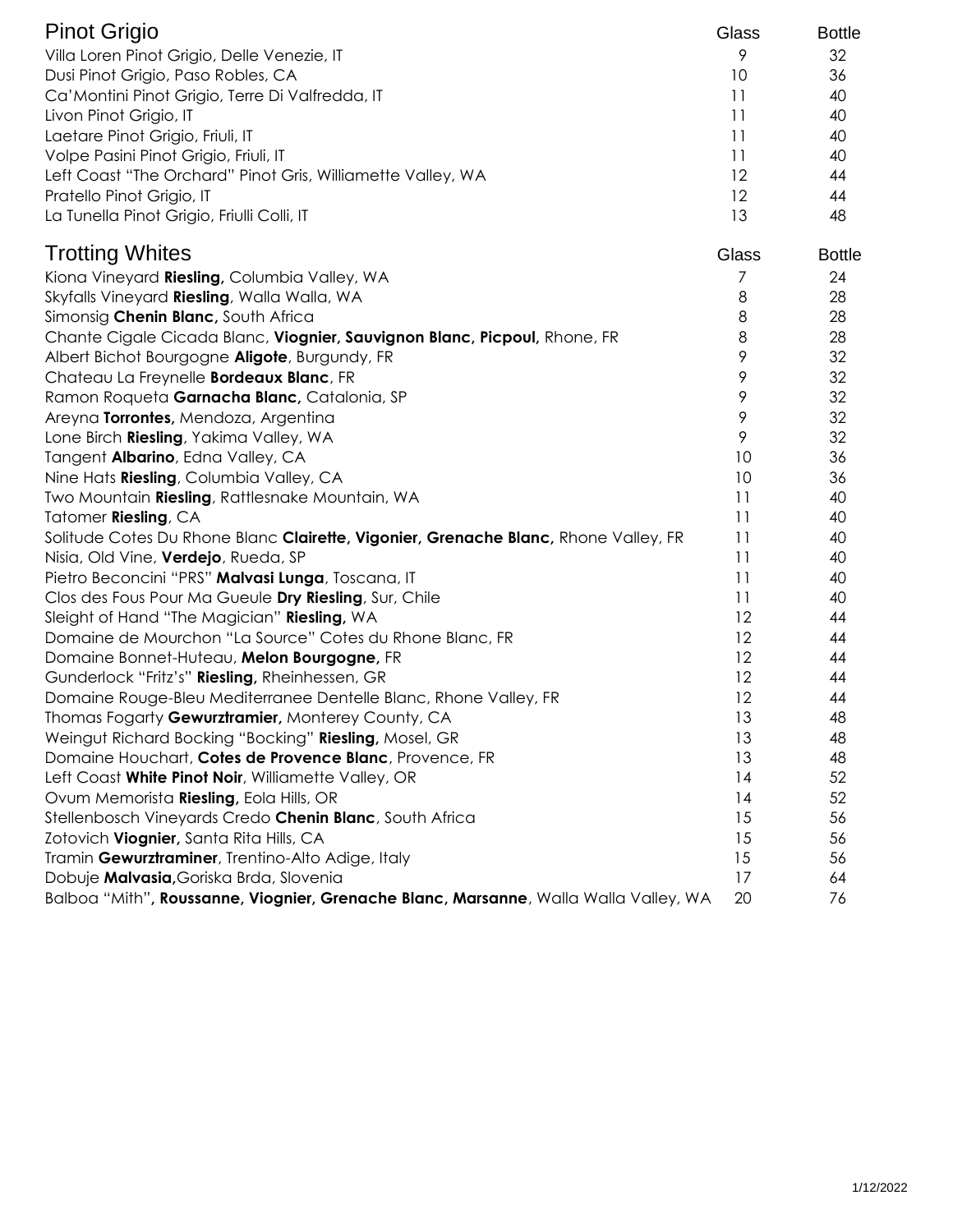## Pinot Grigio

| Pinot Grigio | Glass | Bottle |
|---|---|---|
| Villa Loren Pinot Grigio, Delle Venezie, IT | 9 | 32 |
| Dusi Pinot Grigio, Paso Robles, CA | 10 | 36 |
| Ca'Montini Pinot Grigio, Terre Di Valfredda, IT | 11 | 40 |
| Livon Pinot Grigio, IT | 11 | 40 |
| Laetare Pinot Grigio, Friuli, IT | 11 | 40 |
| Volpe Pasini Pinot Grigio, Friuli, IT | 11 | 40 |
| Left Coast "The Orchard" Pinot Gris, Williamette Valley, WA | 12 | 44 |
| Pratello Pinot Grigio, IT | 12 | 44 |
| La Tunella Pinot Grigio, Friulli Colli, IT | 13 | 48 |

## Trotting Whites

| Trotting Whites | Glass | Bottle |
|---|---|---|
| Kiona Vineyard **Riesling,** Columbia Valley, WA | 7 | 24 |
| Skyfalls Vineyard **Riesling**, Walla Walla, WA | 8 | 28 |
| Simonsig **Chenin Blanc,** South Africa | 8 | 28 |
| Chante Cigale Cicada Blanc, **Viognier, Sauvignon Blanc, Picpoul,** Rhone, FR | 8 | 28 |
| Albert Bichot Bourgogne **Aligote**, Burgundy, FR | 9 | 32 |
| Chateau La Freynelle **Bordeaux Blanc**, FR | 9 | 32 |
| Ramon Roqueta **Garnacha Blanc,** Catalonia, SP | 9 | 32 |
| Areyna **Torrontes,** Mendoza, Argentina | 9 | 32 |
| Lone Birch **Riesling**, Yakima Valley, WA | 9 | 32 |
| Tangent **Albarino**, Edna Valley, CA | 10 | 36 |
| Nine Hats **Riesling**, Columbia Valley, CA | 10 | 36 |
| Two Mountain **Riesling**, Rattlesnake Mountain, WA | 11 | 40 |
| Tatomer **Riesling**, CA | 11 | 40 |
| Solitude Cotes Du Rhone Blanc **Clairette, Vigonier, Grenache Blanc,** Rhone Valley, FR | 11 | 40 |
| Nisia, Old Vine, **Verdejo**, Rueda, SP | 11 | 40 |
| Pietro Beconcini "PRS" **Malvasi Lunga**, Toscana, IT | 11 | 40 |
| Clos des Fous Pour Ma Gueule **Dry Riesling**, Sur, Chile | 11 | 40 |
| Sleight of Hand "The Magician" **Riesling,** WA | 12 | 44 |
| Domaine de Mourchon "La Source" Cotes du Rhone Blanc, FR | 12 | 44 |
| Domaine Bonnet-Huteau, **Melon Bourgogne,** FR | 12 | 44 |
| Gunderlock "Fritz's" **Riesling,** Rheinhessen, GR | 12 | 44 |
| Domaine Rouge-Bleu Mediterranee Dentelle Blanc, Rhone Valley, FR | 12 | 44 |
| Thomas Fogarty **Gewurztramier,** Monterey County, CA | 13 | 48 |
| Weingut Richard Bocking "Bocking" **Riesling,** Mosel, GR | 13 | 48 |
| Domaine Houchart, **Cotes de Provence Blanc**, Provence, FR | 13 | 48 |
| Left Coast **White Pinot Noir**, Williamette Valley, OR | 14 | 52 |
| Ovum Memorista **Riesling,** Eola Hills, OR | 14 | 52 |
| Stellenbosch Vineyards Credo **Chenin Blanc**, South Africa | 15 | 56 |
| Zotovich **Viognier,** Santa Rita Hills, CA | 15 | 56 |
| Tramin **Gewurztraminer**, Trentino-Alto Adige, Italy | 15 | 56 |
| Dobuje **Malvasia,** Goriska Brda, Slovenia | 17 | 64 |
| Balboa "Mith"**, Roussanne, Viognier, Grenache Blanc, Marsanne**, Walla Walla Valley, WA | 20 | 76 |

1/12/2022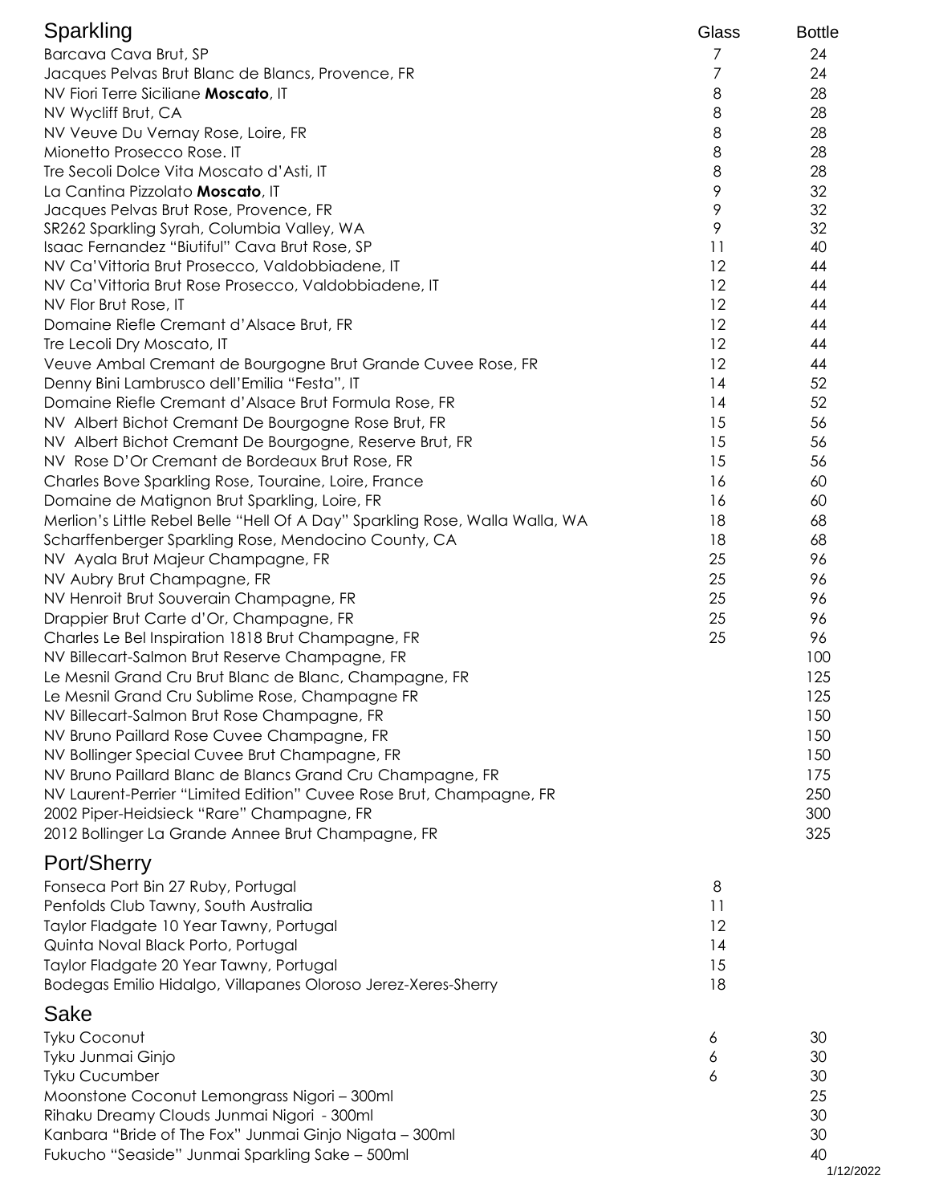## Sparkling

| | Glass | Bottle |
|---|---|---|
| Barcava Cava Brut, SP | 7 | 24 |
| Jacques Pelvas Brut Blanc de Blancs, Provence, FR | 7 | 24 |
| NV Fiori Terre Siciliane **Moscato**, IT | 8 | 28 |
| NV Wycliff Brut, CA | 8 | 28 |
| NV Veuve Du Vernay Rose, Loire, FR | 8 | 28 |
| Mionetto Prosecco Rose. IT | 8 | 28 |
| Tre Secoli Dolce Vita Moscato d'Asti, IT | 8 | 28 |
| La Cantina Pizzolato **Moscato**, IT | 9 | 32 |
| Jacques Pelvas Brut Rose, Provence, FR | 9 | 32 |
| SR262 Sparkling Syrah, Columbia Valley, WA | 9 | 32 |
| Isaac Fernandez "Biutiful" Cava Brut Rose, SP | 11 | 40 |
| NV Ca'Vittoria Brut Prosecco, Valdobbiadene, IT | 12 | 44 |
| NV Ca'Vittoria Brut Rose Prosecco, Valdobbiadene, IT | 12 | 44 |
| NV Flor Brut Rose, IT | 12 | 44 |
| Domaine Riefle Cremant d'Alsace Brut, FR | 12 | 44 |
| Tre Lecoli Dry Moscato, IT | 12 | 44 |
| Veuve Ambal Cremant de Bourgogne Brut Grande Cuvee Rose, FR | 12 | 44 |
| Denny Bini Lambrusco dell'Emilia "Festa", IT | 14 | 52 |
| Domaine Riefle Cremant d'Alsace Brut Formula Rose, FR | 14 | 52 |
| NV Albert Bichot Cremant De Bourgogne Rose Brut, FR | 15 | 56 |
| NV Albert Bichot Cremant De Bourgogne, Reserve Brut, FR | 15 | 56 |
| NV Rose D'Or Cremant de Bordeaux Brut Rose, FR | 15 | 56 |
| Charles Bove Sparkling Rose, Touraine, Loire, France | 16 | 60 |
| Domaine de Matignon Brut Sparkling, Loire, FR | 16 | 60 |
| Merlion's Little Rebel Belle "Hell Of A Day" Sparkling Rose, Walla Walla, WA | 18 | 68 |
| Scharffenberger Sparkling Rose, Mendocino County, CA | 18 | 68 |
| NV Ayala Brut Majeur Champagne, FR | 25 | 96 |
| NV Aubry Brut Champagne, FR | 25 | 96 |
| NV Henroit Brut Souverain Champagne, FR | 25 | 96 |
| Drappier Brut Carte d'Or, Champagne, FR | 25 | 96 |
| Charles Le Bel Inspiration 1818 Brut Champagne, FR | 25 | 96 |
| NV Billecart-Salmon Brut Reserve Champagne, FR | | 100 |
| Le Mesnil Grand Cru Brut Blanc de Blanc, Champagne, FR | | 125 |
| Le Mesnil Grand Cru Sublime Rose, Champagne FR | | 125 |
| NV Billecart-Salmon Brut Rose Champagne, FR | | 150 |
| NV Bruno Paillard Rose Cuvee Champagne, FR | | 150 |
| NV Bollinger Special Cuvee Brut Champagne, FR | | 150 |
| NV Bruno Paillard Blanc de Blancs Grand Cru Champagne, FR | | 175 |
| NV Laurent-Perrier "Limited Edition" Cuvee Rose Brut, Champagne, FR | | 250 |
| 2002 Piper-Heidsieck "Rare" Champagne, FR | | 300 |
| 2012 Bollinger La Grande Annee Brut Champagne, FR | | 325 |

## Port/Sherry

| | Glass |
|---|---|
| Fonseca Port Bin 27 Ruby, Portugal | 8 |
| Penfolds Club Tawny, South Australia | 11 |
| Taylor Fladgate 10 Year Tawny, Portugal | 12 |
| Quinta Noval Black Porto, Portugal | 14 |
| Taylor Fladgate 20 Year Tawny, Portugal | 15 |
| Bodegas Emilio Hidalgo, Villapanes Oloroso Jerez-Xeres-Sherry | 18 |

## Sake

| | Glass | Bottle |
|---|---|---|
| Tyku Coconut | 6 | 30 |
| Tyku Junmai Ginjo | 6 | 30 |
| Tyku Cucumber | 6 | 30 |
| Moonstone Coconut Lemongrass Nigori – 300ml | | 25 |
| Rihaku Dreamy Clouds Junmai Nigori - 300ml | | 30 |
| Kanbara "Bride of The Fox" Junmai Ginjo Nigata – 300ml | | 30 |
| Fukucho "Seaside" Junmai Sparkling Sake – 500ml | | 40 |

1/12/2022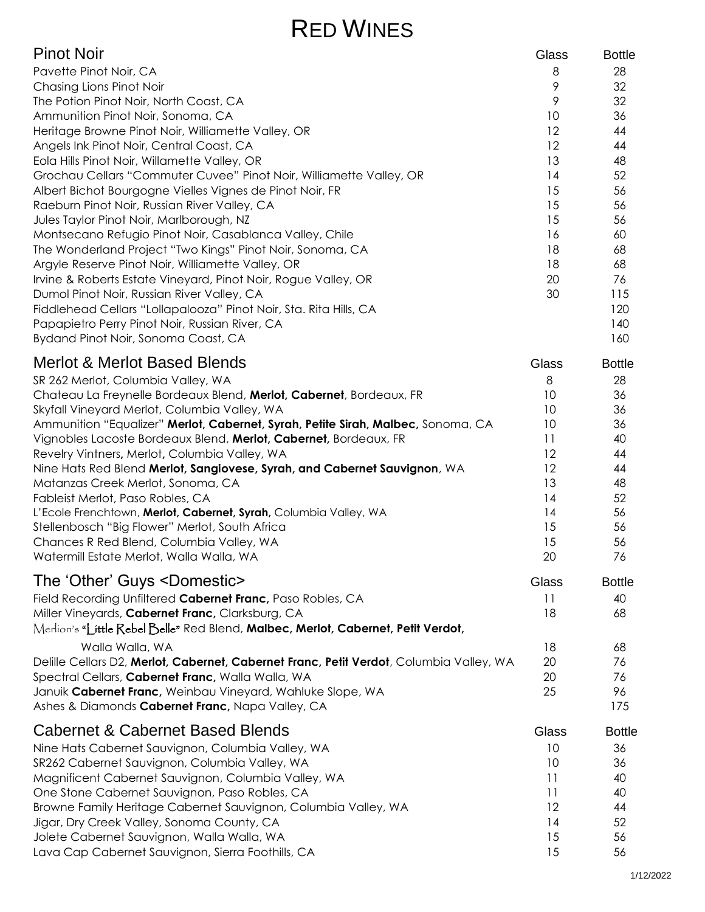# Red Wines

## Pinot Noir

| Pinot Noir | Glass | Bottle |
| --- | --- | --- |
| Pavette Pinot Noir, CA | 8 | 28 |
| Chasing Lions Pinot Noir | 9 | 32 |
| The Potion Pinot Noir, North Coast, CA | 9 | 32 |
| Ammunition Pinot Noir, Sonoma, CA | 10 | 36 |
| Heritage Browne Pinot Noir, Williamette Valley, OR | 12 | 44 |
| Angels Ink Pinot Noir, Central Coast, CA | 12 | 44 |
| Eola Hills Pinot Noir, Willamette Valley, OR | 13 | 48 |
| Grochau Cellars "Commuter Cuvee" Pinot Noir, Williamette Valley, OR | 14 | 52 |
| Albert Bichot Bourgogne Vielles Vignes de Pinot Noir, FR | 15 | 56 |
| Raeburn Pinot Noir, Russian River Valley, CA | 15 | 56 |
| Jules Taylor Pinot Noir, Marlborough, NZ | 15 | 56 |
| Montsecano Refugio Pinot Noir, Casablanca Valley, Chile | 16 | 60 |
| The Wonderland Project "Two Kings" Pinot Noir, Sonoma, CA | 18 | 68 |
| Argyle Reserve Pinot Noir, Williamette Valley, OR | 18 | 68 |
| Irvine & Roberts Estate Vineyard, Pinot Noir, Rogue Valley, OR | 20 | 76 |
| Dumol Pinot Noir, Russian River Valley, CA | 30 | 115 |
| Fiddlehead Cellars "Lollapalooza" Pinot Noir, Sta. Rita Hills, CA | | 120 |
| Papapietro Perry Pinot Noir, Russian River, CA | | 140 |
| Bydand Pinot Noir, Sonoma Coast, CA | | 160 |

## Merlot & Merlot Based Blends

| Merlot & Merlot Based Blends | Glass | Bottle |
| --- | --- | --- |
| SR 262 Merlot, Columbia Valley, WA | 8 | 28 |
| Chateau La Freynelle Bordeaux Blend, **Merlot, Cabernet**, Bordeaux, FR | 10 | 36 |
| Skyfall Vineyard Merlot, Columbia Valley, WA | 10 | 36 |
| Ammunition "Equalizer" **Merlot, Cabernet, Syrah, Petite Sirah, Malbec,** Sonoma, CA | 10 | 36 |
| Vignobles Lacoste Bordeaux Blend, **Merlot, Cabernet,** Bordeaux, FR | 11 | 40 |
| Revelry Vintners**,** Merlot**,** Columbia Valley, WA | 12 | 44 |
| Nine Hats Red Blend **Merlot, Sangiovese, Syrah, and Cabernet Sauvignon**, WA | 12 | 44 |
| Matanzas Creek Merlot, Sonoma, CA | 13 | 48 |
| Fableist Merlot, Paso Robles, CA | 14 | 52 |
| L'Ecole Frenchtown, **Merlot, Cabernet, Syrah,** Columbia Valley, WA | 14 | 56 |
| Stellenbosch "Big Flower" Merlot, South Africa | 15 | 56 |
| Chances R Red Blend, Columbia Valley, WA | 15 | 56 |
| Watermill Estate Merlot, Walla Walla, WA | 20 | 76 |

## The 'Other' Guys <Domestic>

| The 'Other' Guys <Domestic> | Glass | Bottle |
| --- | --- | --- |
| Field Recording Unfiltered **Cabernet Franc,** Paso Robles, CA | 11 | 40 |
| Miller Vineyards, **Cabernet Franc,** Clarksburg, CA | 18 | 68 |
| Merlion's "Little Rebel Belle" Red Blend, **Malbec, Merlot, Cabernet, Petit Verdot,** Walla Walla, WA | 18 | 68 |
| Delille Cellars D2, **Merlot, Cabernet, Cabernet Franc, Petit Verdot**, Columbia Valley, WA | 20 | 76 |
| Spectral Cellars, **Cabernet Franc,** Walla Walla, WA | 20 | 76 |
| Januik **Cabernet Franc,** Weinbau Vineyard, Wahluke Slope, WA | 25 | 96 |
| Ashes & Diamonds **Cabernet Franc,** Napa Valley, CA | | 175 |

## Cabernet & Cabernet Based Blends

| Cabernet & Cabernet Based Blends | Glass | Bottle |
| --- | --- | --- |
| Nine Hats Cabernet Sauvignon, Columbia Valley, WA | 10 | 36 |
| SR262 Cabernet Sauvignon, Columbia Valley, WA | 10 | 36 |
| Magnificent Cabernet Sauvignon, Columbia Valley, WA | 11 | 40 |
| One Stone Cabernet Sauvignon, Paso Robles, CA | 11 | 40 |
| Browne Family Heritage Cabernet Sauvignon, Columbia Valley, WA | 12 | 44 |
| Jigar, Dry Creek Valley, Sonoma County, CA | 14 | 52 |
| Jolete Cabernet Sauvignon, Walla Walla, WA | 15 | 56 |
| Lava Cap Cabernet Sauvignon, Sierra Foothills, CA | 15 | 56 |

1/12/2022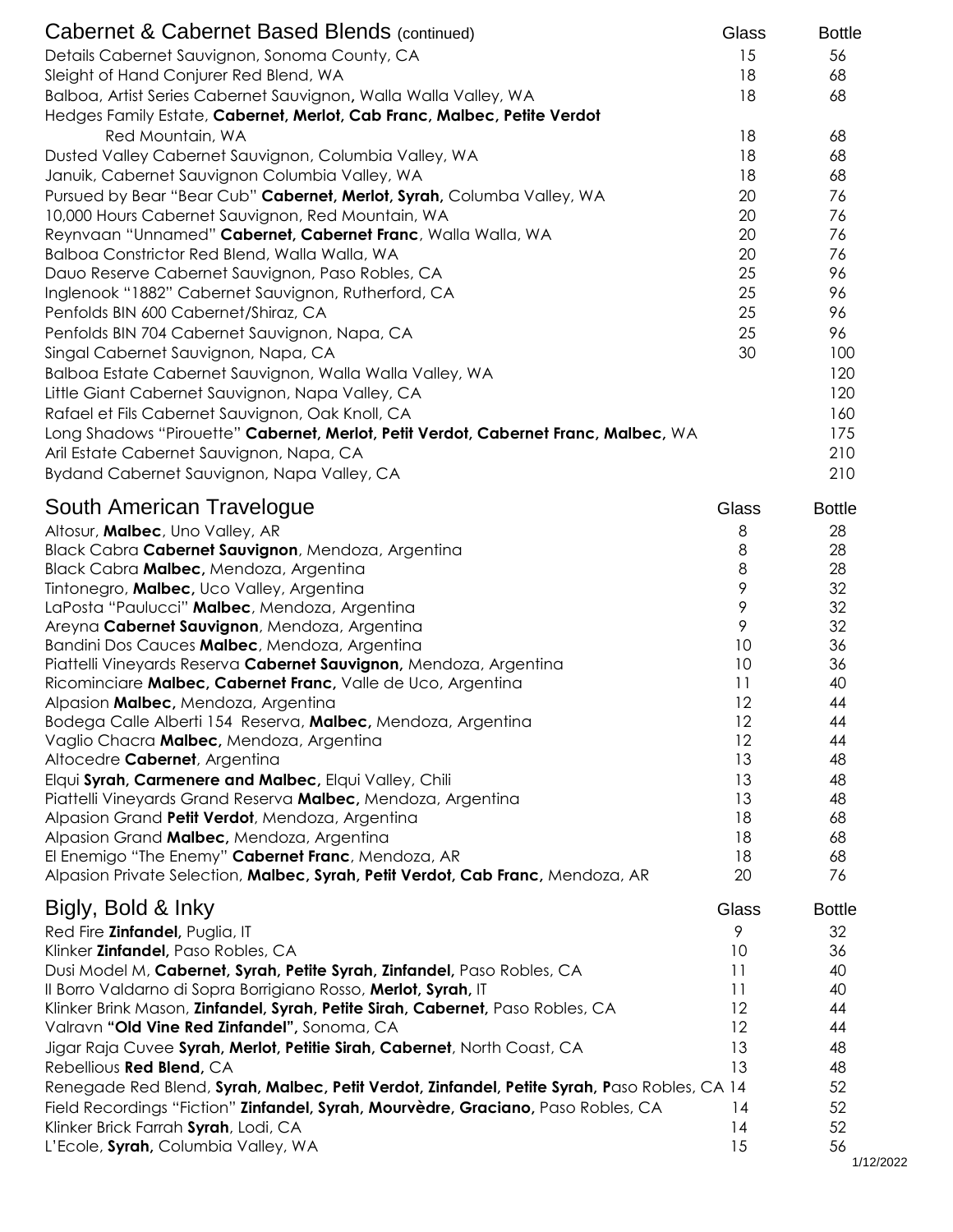## Cabernet & Cabernet Based Blends (continued)

| Wine | Glass | Bottle |
|---|---|---|
| Details Cabernet Sauvignon, Sonoma County, CA | 15 | 56 |
| Sleight of Hand Conjurer Red Blend, WA | 18 | 68 |
| Balboa, Artist Series Cabernet Sauvignon**,** Walla Walla Valley, WA | 18 | 68 |
| Hedges Family Estate, **Cabernet, Merlot, Cab Franc, Malbec, Petite Verdot** Red Mountain, WA | 18 | 68 |
| Dusted Valley Cabernet Sauvignon, Columbia Valley, WA | 18 | 68 |
| Januik, Cabernet Sauvignon Columbia Valley, WA | 18 | 68 |
| Pursued by Bear "Bear Cub" **Cabernet, Merlot, Syrah,** Columba Valley, WA | 20 | 76 |
| 10,000 Hours Cabernet Sauvignon, Red Mountain, WA | 20 | 76 |
| Reynvaan "Unnamed" **Cabernet, Cabernet Franc**, Walla Walla, WA | 20 | 76 |
| Balboa Constrictor Red Blend, Walla Walla, WA | 20 | 76 |
| Dauo Reserve Cabernet Sauvignon, Paso Robles, CA | 25 | 96 |
| Inglenook "1882" Cabernet Sauvignon, Rutherford, CA | 25 | 96 |
| Penfolds BIN 600 Cabernet/Shiraz, CA | 25 | 96 |
| Penfolds BIN 704 Cabernet Sauvignon, Napa, CA | 25 | 96 |
| Singal Cabernet Sauvignon, Napa, CA | 30 | 100 |
| Balboa Estate Cabernet Sauvignon, Walla Walla Valley, WA | | 120 |
| Little Giant Cabernet Sauvignon, Napa Valley, CA | | 120 |
| Rafael et Fils Cabernet Sauvignon, Oak Knoll, CA | | 160 |
| Long Shadows "Pirouette" **Cabernet, Merlot, Petit Verdot, Cabernet Franc, Malbec,** WA | | 175 |
| Aril Estate Cabernet Sauvignon, Napa, CA | | 210 |
| Bydand Cabernet Sauvignon, Napa Valley, CA | | 210 |

## South American Travelogue

| Wine | Glass | Bottle |
|---|---|---|
| Altosur, **Malbec**, Uno Valley, AR | 8 | 28 |
| Black Cabra **Cabernet Sauvignon**, Mendoza, Argentina | 8 | 28 |
| Black Cabra **Malbec,** Mendoza, Argentina | 8 | 28 |
| Tintonegro, **Malbec,** Uco Valley, Argentina | 9 | 32 |
| LaPosta "Paulucci" **Malbec**, Mendoza, Argentina | 9 | 32 |
| Areyna **Cabernet Sauvignon**, Mendoza, Argentina | 9 | 32 |
| Bandini Dos Cauces **Malbec**, Mendoza, Argentina | 10 | 36 |
| Piattelli Vineyards Reserva **Cabernet Sauvignon,** Mendoza, Argentina | 10 | 36 |
| Ricominciare **Malbec, Cabernet Franc,** Valle de Uco, Argentina | 11 | 40 |
| Alpasion **Malbec,** Mendoza, Argentina | 12 | 44 |
| Bodega Calle Alberti 154 Reserva, **Malbec,** Mendoza, Argentina | 12 | 44 |
| Vaglio Chacra **Malbec,** Mendoza, Argentina | 12 | 44 |
| Altocedre **Cabernet**, Argentina | 13 | 48 |
| Elqui **Syrah, Carmenere and Malbec,** Elqui Valley, Chili | 13 | 48 |
| Piattelli Vineyards Grand Reserva **Malbec,** Mendoza, Argentina | 13 | 48 |
| Alpasion Grand **Petit Verdot**, Mendoza, Argentina | 18 | 68 |
| Alpasion Grand **Malbec,** Mendoza, Argentina | 18 | 68 |
| El Enemigo "The Enemy" **Cabernet Franc**, Mendoza, AR | 18 | 68 |
| Alpasion Private Selection, **Malbec, Syrah, Petit Verdot, Cab Franc,** Mendoza, AR | 20 | 76 |

## Bigly, Bold & Inky

| Wine | Glass | Bottle |
|---|---|---|
| Red Fire **Zinfandel,** Puglia, IT | 9 | 32 |
| Klinker **Zinfandel,** Paso Robles, CA | 10 | 36 |
| Dusi Model M, **Cabernet, Syrah, Petite Syrah, Zinfandel,** Paso Robles, CA | 11 | 40 |
| Il Borro Valdarno di Sopra Borrigiano Rosso, **Merlot, Syrah,** IT | 11 | 40 |
| Klinker Brink Mason, **Zinfandel, Syrah, Petite Sirah, Cabernet,** Paso Robles, CA | 12 | 44 |
| Valravn **"Old Vine Red Zinfandel",** Sonoma, CA | 12 | 44 |
| Jigar Raja Cuvee **Syrah, Merlot, Petitie Sirah, Cabernet**, North Coast, CA | 13 | 48 |
| Rebellious **Red Blend,** CA | 13 | 48 |
| Renegade Red Blend, **Syrah, Malbec, Petit Verdot, Zinfandel, Petite Syrah, P**aso Robles, CA | 14 | 52 |
| Field Recordings "Fiction" **Zinfandel, Syrah, Mourvèdre, Graciano,** Paso Robles, CA | 14 | 52 |
| Klinker Brick Farrah **Syrah**, Lodi, CA | 14 | 52 |
| L'Ecole, **Syrah,** Columbia Valley, WA | 15 | 56 |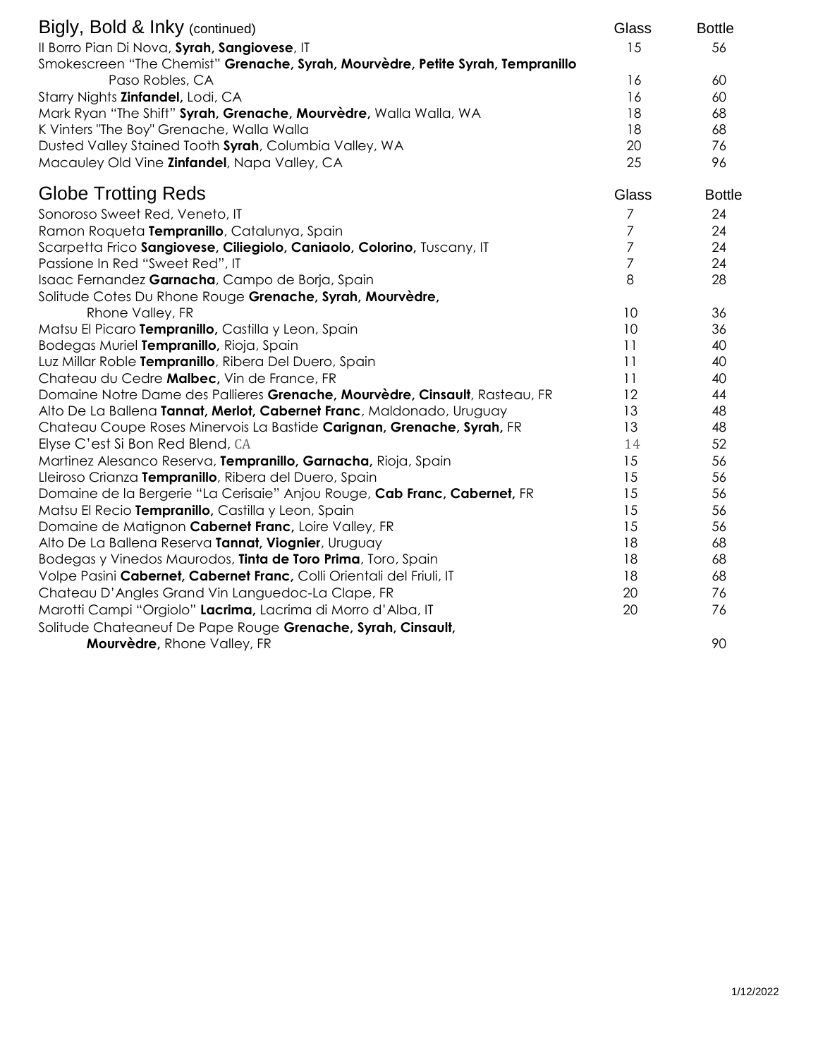## Bigly, Bold & Inky (continued)

| | Glass | Bottle |
|---|---|---|
| Il Borro Pian Di Nova, **Syrah, Sangiovese**, IT | 15 | 56 |
| Smokescreen "The Chemist" **Grenache, Syrah, Mourvèdre, Petite Syrah, Tempranillo** Paso Robles, CA | 16 | 60 |
| Starry Nights **Zinfandel,** Lodi, CA | 16 | 60 |
| Mark Ryan "The Shift" **Syrah, Grenache, Mourvèdre,** Walla Walla, WA | 18 | 68 |
| K Vinters "The Boy" Grenache, Walla Walla | 18 | 68 |
| Dusted Valley Stained Tooth **Syrah**, Columbia Valley, WA | 20 | 76 |
| Macauley Old Vine **Zinfandel**, Napa Valley, CA | 25 | 96 |

## Globe Trotting Reds

| | Glass | Bottle |
|---|---|---|
| Sonoroso Sweet Red, Veneto, IT | 7 | 24 |
| Ramon Roqueta **Tempranillo**, Catalunya, Spain | 7 | 24 |
| Scarpetta Frico **Sangiovese, Ciliegiolo, Caniaolo, Colorino,** Tuscany, IT | 7 | 24 |
| Passione In Red "Sweet Red", IT | 7 | 24 |
| Isaac Fernandez **Garnacha**, Campo de Borja, Spain | 8 | 28 |
| Solitude Cotes Du Rhone Rouge **Grenache, Syrah, Mourvèdre,** Rhone Valley, FR | 10 | 36 |
| Matsu El Picaro **Tempranillo,** Castilla y Leon, Spain | 10 | 36 |
| Bodegas Muriel **Tempranillo,** Rioja, Spain | 11 | 40 |
| Luz Millar Roble **Tempranillo**, Ribera Del Duero, Spain | 11 | 40 |
| Chateau du Cedre **Malbec,** Vin de France, FR | 11 | 40 |
| Domaine Notre Dame des Pallieres **Grenache, Mourvèdre, Cinsault**, Rasteau, FR | 12 | 44 |
| Alto De La Ballena **Tannat, Merlot, Cabernet Franc**, Maldonado, Uruguay | 13 | 48 |
| Chateau Coupe Roses Minervois La Bastide **Carignan, Grenache, Syrah,** FR | 13 | 48 |
| Elyse C'est Si Bon Red Blend, CA | 14 | 52 |
| Martinez Alesanco Reserva, **Tempranillo, Garnacha,** Rioja, Spain | 15 | 56 |
| Lleiroso Crianza **Tempranillo**, Ribera del Duero, Spain | 15 | 56 |
| Domaine de la Bergerie "La Cerisaie" Anjou Rouge, **Cab Franc, Cabernet,** FR | 15 | 56 |
| Matsu El Recio **Tempranillo,** Castilla y Leon, Spain | 15 | 56 |
| Domaine de Matignon **Cabernet Franc,** Loire Valley, FR | 15 | 56 |
| Alto De La Ballena Reserva **Tannat, Viognier**, Uruguay | 18 | 68 |
| Bodegas y Vinedos Maurodos, **Tinta de Toro Prima**, Toro, Spain | 18 | 68 |
| Volpe Pasini **Cabernet, Cabernet Franc,** Colli Orientali del Friuli, IT | 18 | 68 |
| Chateau D'Angles Grand Vin Languedoc-La Clape, FR | 20 | 76 |
| Marotti Campi "Orgiolo" **Lacrima,** Lacrima di Morro d'Alba, IT | 20 | 76 |
| Solitude Chateaneuf De Pape Rouge **Grenache, Syrah, Cinsault, Mourvèdre,** Rhone Valley, FR | | 90 |

1/12/2022